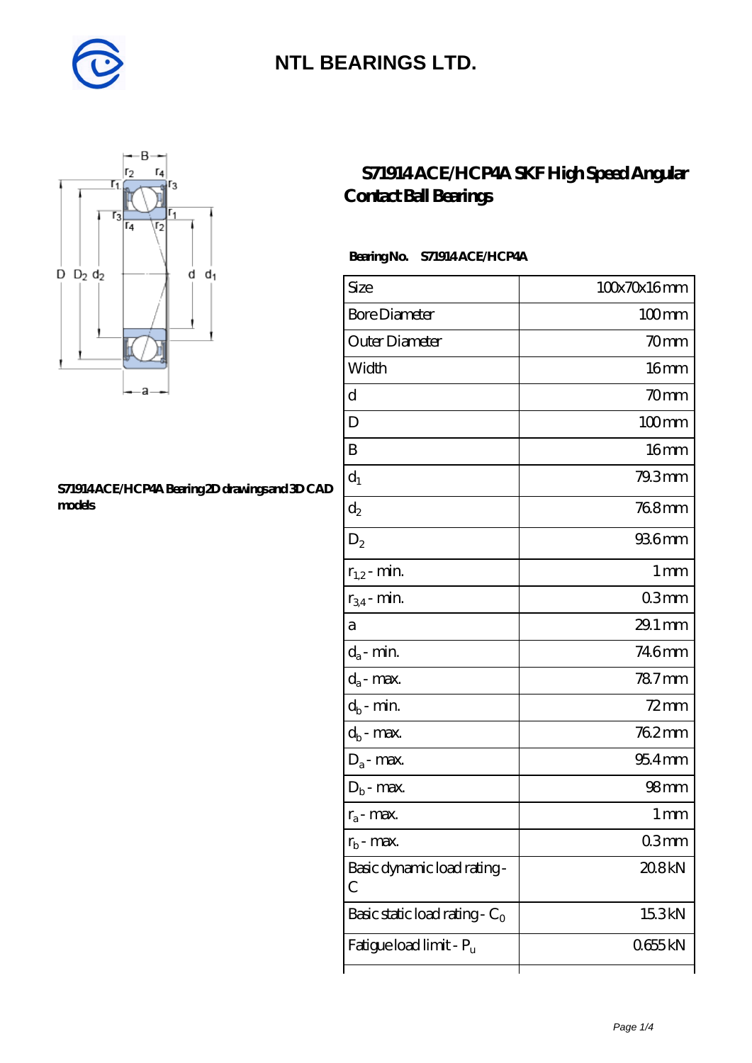# NTL BEARINGS LTD.

## S71914 ACE/HCP4A SKF High Speed Angular Contact Ball Bearings

S71914 ACE/HCP4A Bearing 2D drawings and 3D CAD models

**Bearing No.** S71914 ACE/HCP4A

| Size | 100x70x16 mm |
|---|---|
| Bore Diameter | 100 mm |
| Outer Diameter | 70 mm |
| Width | 16 mm |
| d | 70 mm |
| D | 100 mm |
| B | 16 mm |
| $d_1$ | 79.3 mm |
| $d_2$ | 76.8 mm |
| $D_2$ | 93.6 mm |
| $r_{1,2}$ - min. | 1 mm |
| $r_{3,4}$ - min. | 0.3 mm |
| a | 29.1 mm |
| $d_a$ - min. | 74.6 mm |
| $d_a$ - max. | 78.7 mm |
| $d_b$ - min. | 72 mm |
| $d_b$ - max. | 76.2 mm |
| $D_a$ - max. | 95.4 mm |
| $D_b$ - max. | 98 mm |
| $r_a$ - max. | 1 mm |
| $r_b$ - max. | 0.3 mm |
| Basic dynamic load rating - C | 20.8 kN |
| Basic static load rating - $C_0$ | 15.3 kN |
| Fatigue load limit - $P_u$ | 0.655 kN |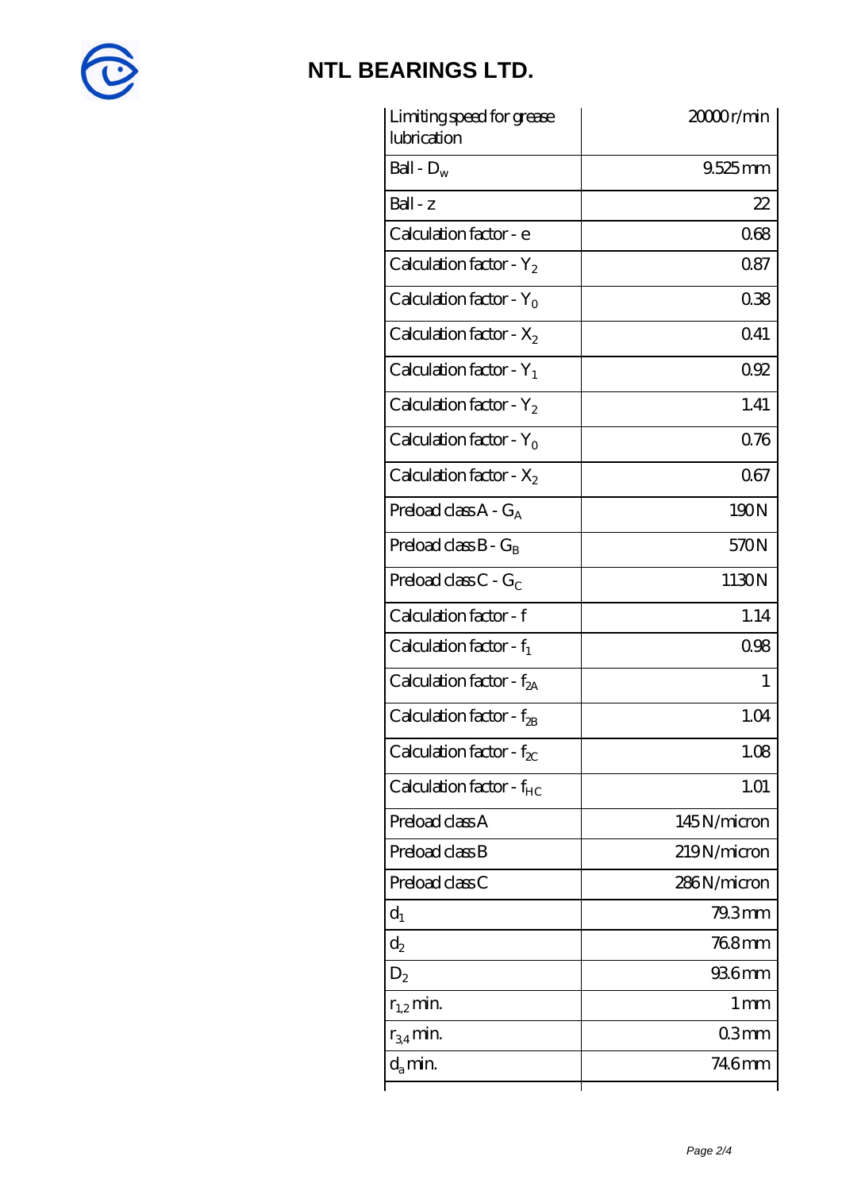| | |
|---|---|
| Limiting speed for grease lubrication | 20000 r/min |
| Ball - $D_w$ | 9.525 mm |
| Ball - z | 22 |
| Calculation factor - e | 0.68 |
| Calculation factor - $Y_2$ | 0.87 |
| Calculation factor - $Y_0$ | 0.38 |
| Calculation factor - $X_2$ | 0.41 |
| Calculation factor - $Y_1$ | 0.92 |
| Calculation factor - $Y_2$ | 1.41 |
| Calculation factor - $Y_0$ | 0.76 |
| Calculation factor - $X_2$ | 0.67 |
| Preload class A - $G_A$ | 190 N |
| Preload class B - $G_B$ | 570 N |
| Preload class C - $G_C$ | 1130 N |
| Calculation factor - f | 1.14 |
| Calculation factor - $f_1$ | 0.98 |
| Calculation factor - $f_{2A}$ | 1 |
| Calculation factor - $f_{2B}$ | 1.04 |
| Calculation factor - $f_{2C}$ | 1.08 |
| Calculation factor - $f_{HC}$ | 1.01 |
| Preload class A | 145 N/micron |
| Preload class B | 219 N/micron |
| Preload class C | 286 N/micron |
| $d_1$ | 79.3 mm |
| $d_2$ | 76.8 mm |
| $D_2$ | 93.6 mm |
| $r_{1,2}$ min. | 1 mm |
| $r_{3,4}$ min. | 0.3 mm |
| $d_a$ min. | 74.6 mm |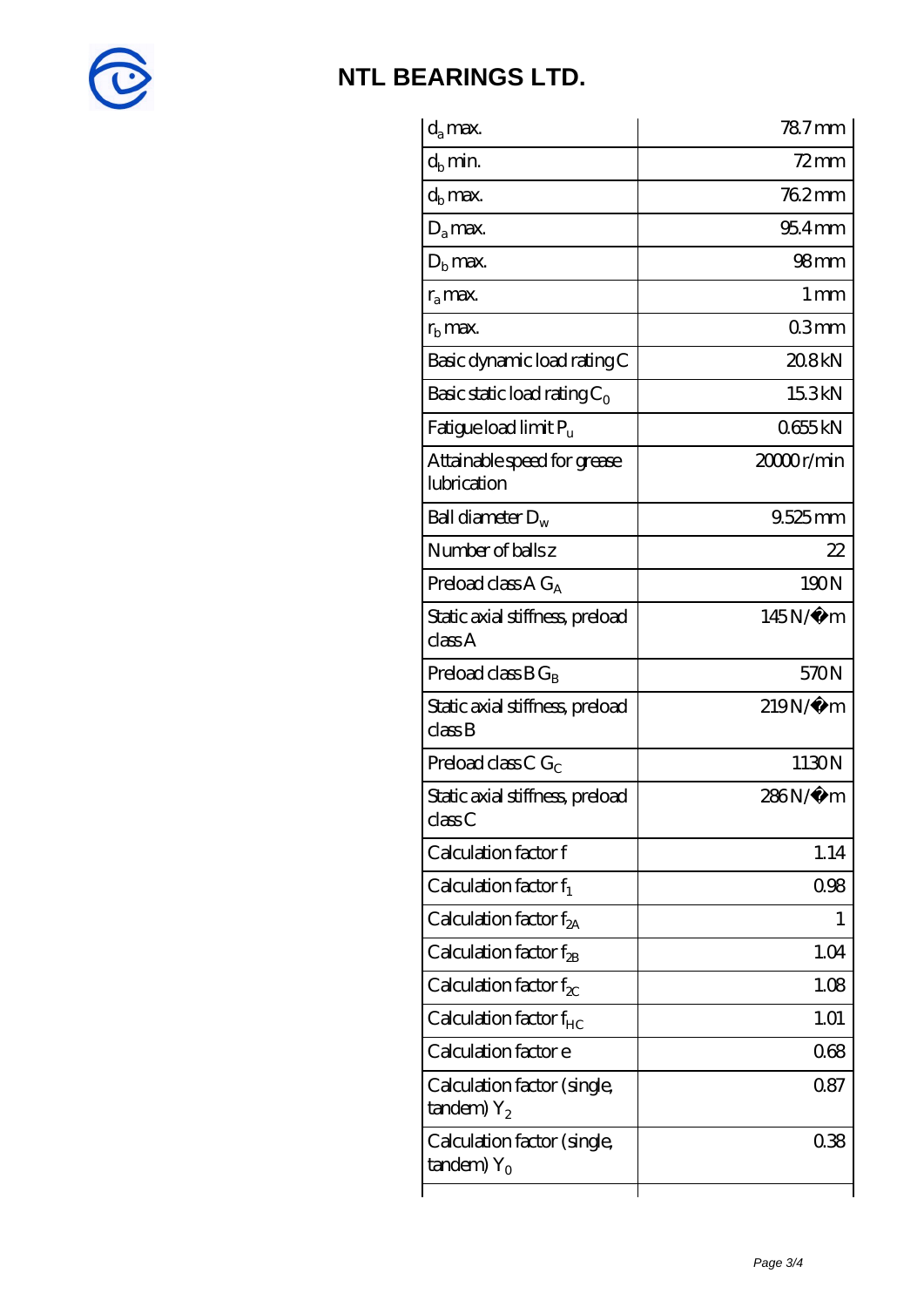| | |
|---|---|
| $d_a$ max. | 78.7 mm |
| $d_b$ min. | 72 mm |
| $d_b$ max. | 76.2 mm |
| $D_a$ max. | 95.4 mm |
| $D_b$ max. | 98 mm |
| $r_a$ max. | 1 mm |
| $r_b$ max. | 0.3 mm |
| Basic dynamic load rating C | 20.8 kN |
| Basic static load rating $C_0$ | 15.3 kN |
| Fatigue load limit $P_u$ | 0.655 kN |
| Attainable speed for grease lubrication | 20000 r/min |
| Ball diameter $D_w$ | 9.525 mm |
| Number of balls z | 22 |
| Preload class A $G_A$ | 190 N |
| Static axial stiffness, preload class A | 145 N/�m |
| Preload class B $G_B$ | 570 N |
| Static axial stiffness, preload class B | 219 N/�m |
| Preload class C $G_C$ | 1130 N |
| Static axial stiffness, preload class C | 286 N/�m |
| Calculation factor f | 1.14 |
| Calculation factor $f_1$ | 0.98 |
| Calculation factor $f_{2A}$ | 1 |
| Calculation factor $f_{2B}$ | 1.04 |
| Calculation factor $f_{2C}$ | 1.08 |
| Calculation factor $f_{HC}$ | 1.01 |
| Calculation factor e | 0.68 |
| Calculation factor (single, tandem) $Y_2$ | 0.87 |
| Calculation factor (single, tandem) $Y_0$ | 0.38 |
| | |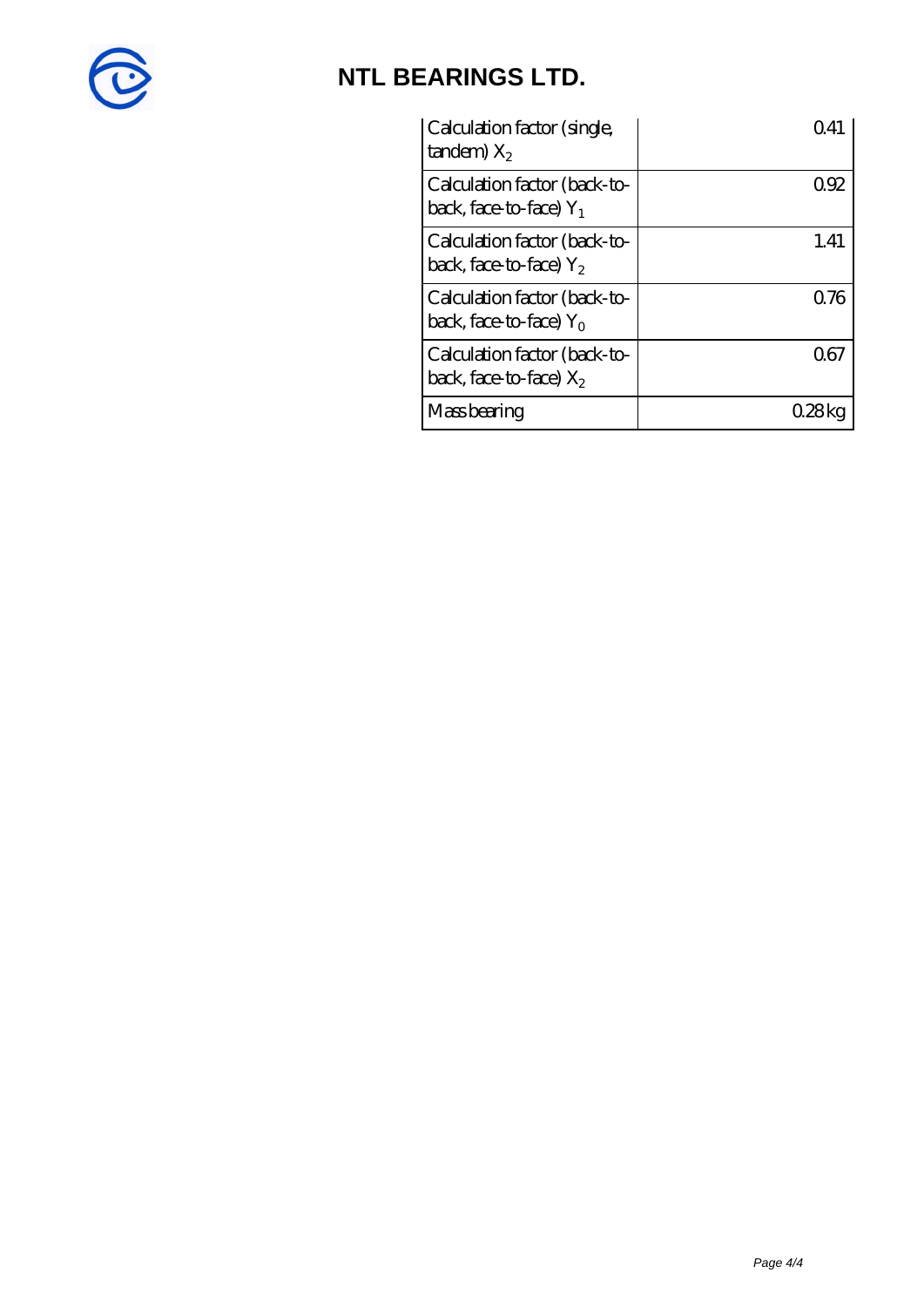| | |
|---|---|
| Calculation factor (single, tandem) $X_2$ | 0.41 |
| Calculation factor (back-to-back, face-to-face) $Y_1$ | 0.92 |
| Calculation factor (back-to-back, face-to-face) $Y_2$ | 1.41 |
| Calculation factor (back-to-back, face-to-face) $Y_0$ | 0.76 |
| Calculation factor (back-to-back, face-to-face) $X_2$ | 0.67 |
| Mass bearing | 0.28 kg |